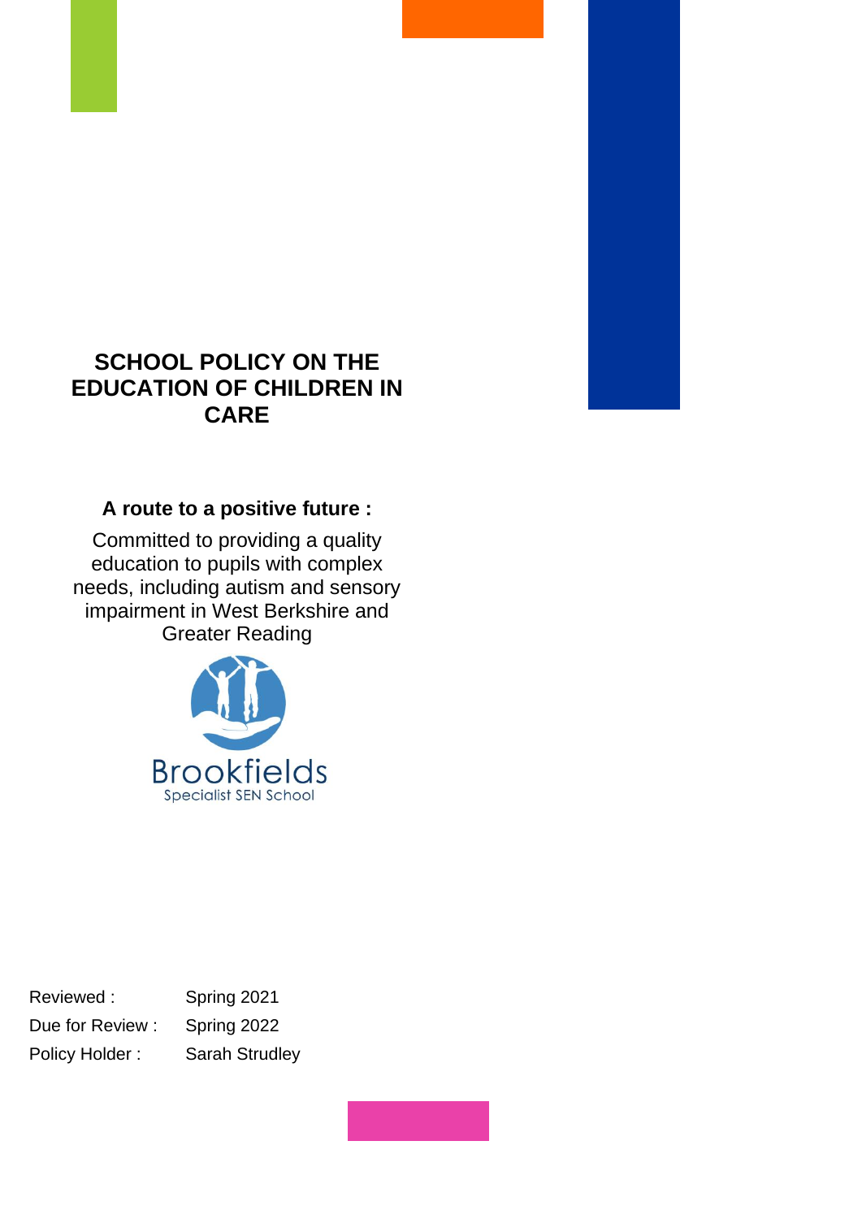# SCHOOL POLICY ON THE EDUCATION OF CHILDREN IN CARE

**A route to a positive future :**

Committed to providing a quality education to pupils with complex needs, including autism and sensory impairment in West Berkshire and Greater Reading

Brookfields
Specialist SEN School

| | |
|---|---|
| Reviewed : | Spring 2021 |
| Due for Review : | Spring 2022 |
| Policy Holder : | Sarah Strudley |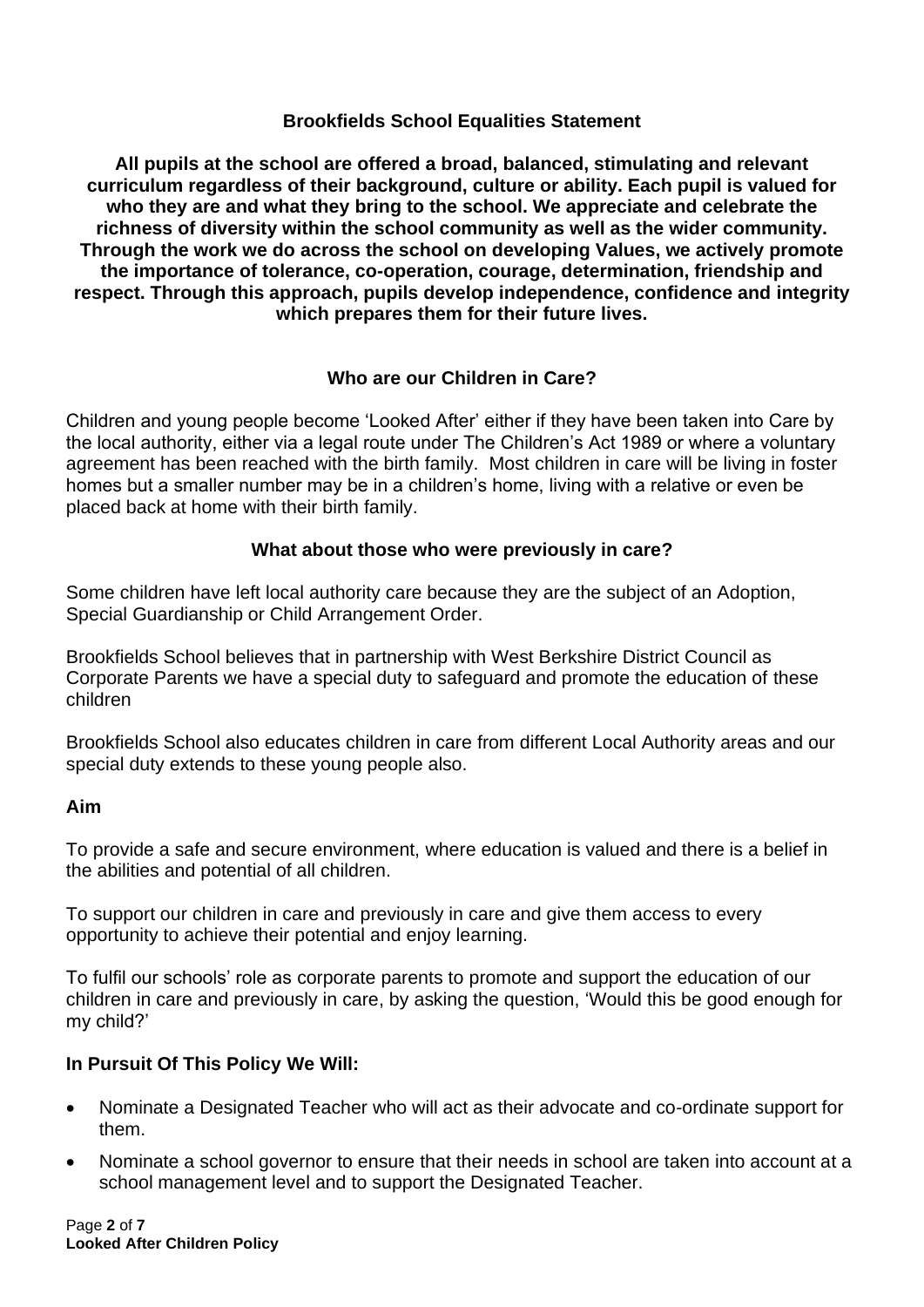## Brookfields School Equalities Statement

**All pupils at the school are offered a broad, balanced, stimulating and relevant curriculum regardless of their background, culture or ability. Each pupil is valued for who they are and what they bring to the school. We appreciate and celebrate the richness of diversity within the school community as well as the wider community. Through the work we do across the school on developing Values, we actively promote the importance of tolerance, co-operation, courage, determination, friendship and respect. Through this approach, pupils develop independence, confidence and integrity which prepares them for their future lives.**

## Who are our Children in Care?

Children and young people become 'Looked After' either if they have been taken into Care by the local authority, either via a legal route under The Children's Act 1989 or where a voluntary agreement has been reached with the birth family. Most children in care will be living in foster homes but a smaller number may be in a children's home, living with a relative or even be placed back at home with their birth family.

## What about those who were previously in care?

Some children have left local authority care because they are the subject of an Adoption, Special Guardianship or Child Arrangement Order.

Brookfields School believes that in partnership with West Berkshire District Council as Corporate Parents we have a special duty to safeguard and promote the education of these children

Brookfields School also educates children in care from different Local Authority areas and our special duty extends to these young people also.

### Aim

To provide a safe and secure environment, where education is valued and there is a belief in the abilities and potential of all children.

To support our children in care and previously in care and give them access to every opportunity to achieve their potential and enjoy learning.

To fulfil our schools' role as corporate parents to promote and support the education of our children in care and previously in care, by asking the question, 'Would this be good enough for my child?'

### In Pursuit Of This Policy We Will:

- Nominate a Designated Teacher who will act as their advocate and co-ordinate support for them.
- Nominate a school governor to ensure that their needs in school are taken into account at a school management level and to support the Designated Teacher.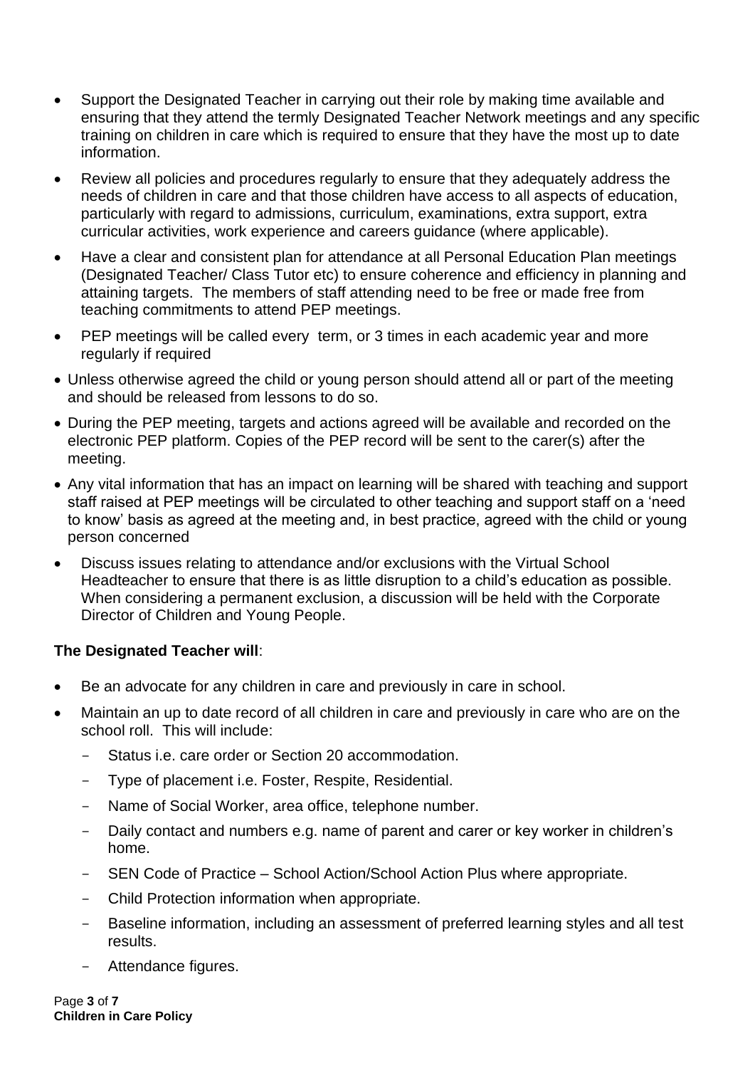- Support the Designated Teacher in carrying out their role by making time available and ensuring that they attend the termly Designated Teacher Network meetings and any specific training on children in care which is required to ensure that they have the most up to date information.
- Review all policies and procedures regularly to ensure that they adequately address the needs of children in care and that those children have access to all aspects of education, particularly with regard to admissions, curriculum, examinations, extra support, extra curricular activities, work experience and careers guidance (where applicable).
- Have a clear and consistent plan for attendance at all Personal Education Plan meetings (Designated Teacher/ Class Tutor etc) to ensure coherence and efficiency in planning and attaining targets. The members of staff attending need to be free or made free from teaching commitments to attend PEP meetings.
- PEP meetings will be called every term, or 3 times in each academic year and more regularly if required
- Unless otherwise agreed the child or young person should attend all or part of the meeting and should be released from lessons to do so.
- During the PEP meeting, targets and actions agreed will be available and recorded on the electronic PEP platform. Copies of the PEP record will be sent to the carer(s) after the meeting.
- Any vital information that has an impact on learning will be shared with teaching and support staff raised at PEP meetings will be circulated to other teaching and support staff on a 'need to know' basis as agreed at the meeting and, in best practice, agreed with the child or young person concerned
- Discuss issues relating to attendance and/or exclusions with the Virtual School Headteacher to ensure that there is as little disruption to a child's education as possible. When considering a permanent exclusion, a discussion will be held with the Corporate Director of Children and Young People.

**The Designated Teacher will**:

- Be an advocate for any children in care and previously in care in school.
- Maintain an up to date record of all children in care and previously in care who are on the school roll. This will include:
  - Status i.e. care order or Section 20 accommodation.
  - Type of placement i.e. Foster, Respite, Residential.
  - Name of Social Worker, area office, telephone number.
  - Daily contact and numbers e.g. name of parent and carer or key worker in children's home.
  - SEN Code of Practice – School Action/School Action Plus where appropriate.
  - Child Protection information when appropriate.
  - Baseline information, including an assessment of preferred learning styles and all test results.
  - Attendance figures.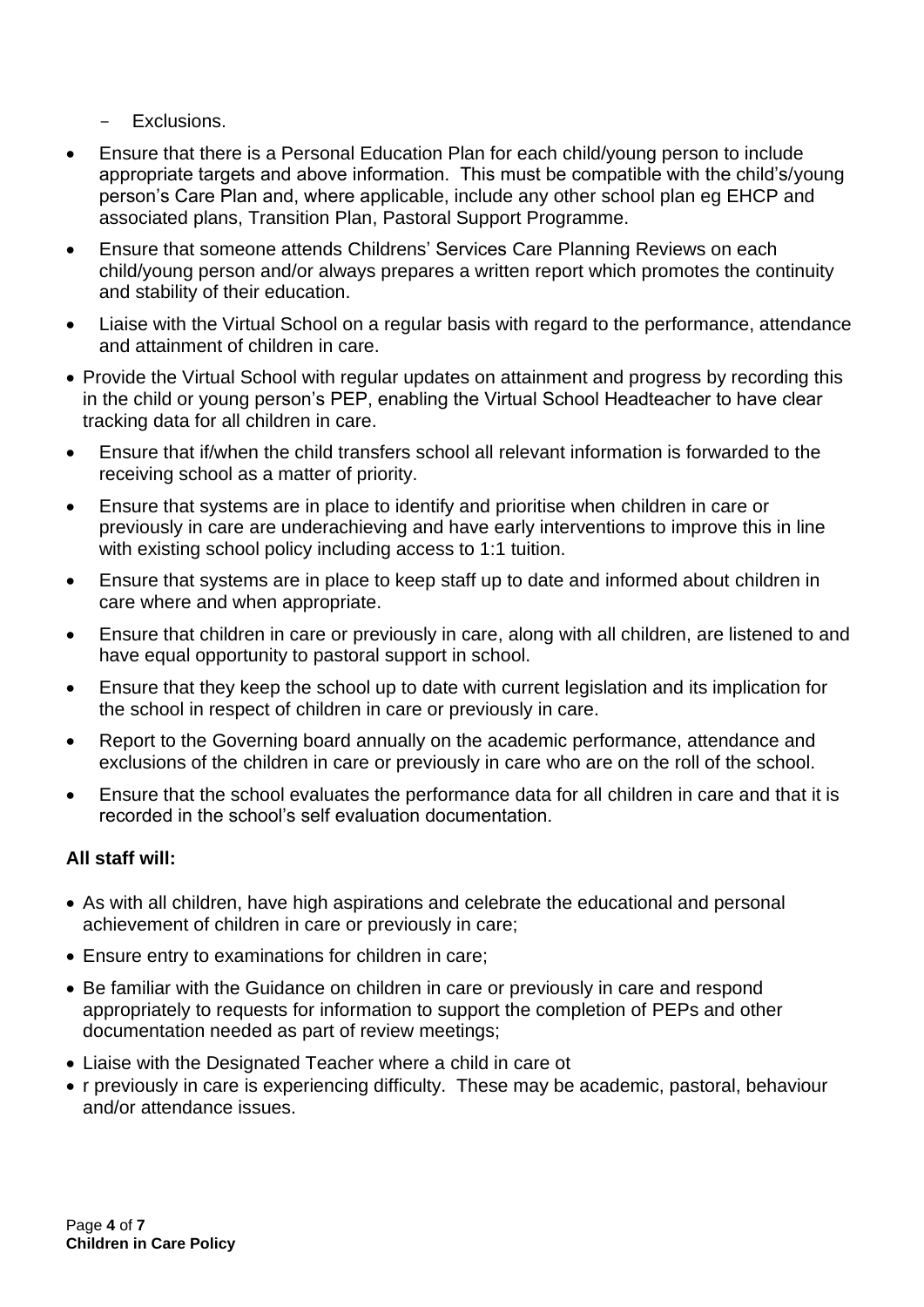- Exclusions.

- Ensure that there is a Personal Education Plan for each child/young person to include appropriate targets and above information. This must be compatible with the child's/young person's Care Plan and, where applicable, include any other school plan eg EHCP and associated plans, Transition Plan, Pastoral Support Programme.
- Ensure that someone attends Childrens' Services Care Planning Reviews on each child/young person and/or always prepares a written report which promotes the continuity and stability of their education.
- Liaise with the Virtual School on a regular basis with regard to the performance, attendance and attainment of children in care.
- Provide the Virtual School with regular updates on attainment and progress by recording this in the child or young person's PEP, enabling the Virtual School Headteacher to have clear tracking data for all children in care.
- Ensure that if/when the child transfers school all relevant information is forwarded to the receiving school as a matter of priority.
- Ensure that systems are in place to identify and prioritise when children in care or previously in care are underachieving and have early interventions to improve this in line with existing school policy including access to 1:1 tuition.
- Ensure that systems are in place to keep staff up to date and informed about children in care where and when appropriate.
- Ensure that children in care or previously in care, along with all children, are listened to and have equal opportunity to pastoral support in school.
- Ensure that they keep the school up to date with current legislation and its implication for the school in respect of children in care or previously in care.
- Report to the Governing board annually on the academic performance, attendance and exclusions of the children in care or previously in care who are on the roll of the school.
- Ensure that the school evaluates the performance data for all children in care and that it is recorded in the school's self evaluation documentation.

**All staff will:**

- As with all children, have high aspirations and celebrate the educational and personal achievement of children in care or previously in care;
- Ensure entry to examinations for children in care;
- Be familiar with the Guidance on children in care or previously in care and respond appropriately to requests for information to support the completion of PEPs and other documentation needed as part of review meetings;
- Liaise with the Designated Teacher where a child in care ot
- r previously in care is experiencing difficulty. These may be academic, pastoral, behaviour and/or attendance issues.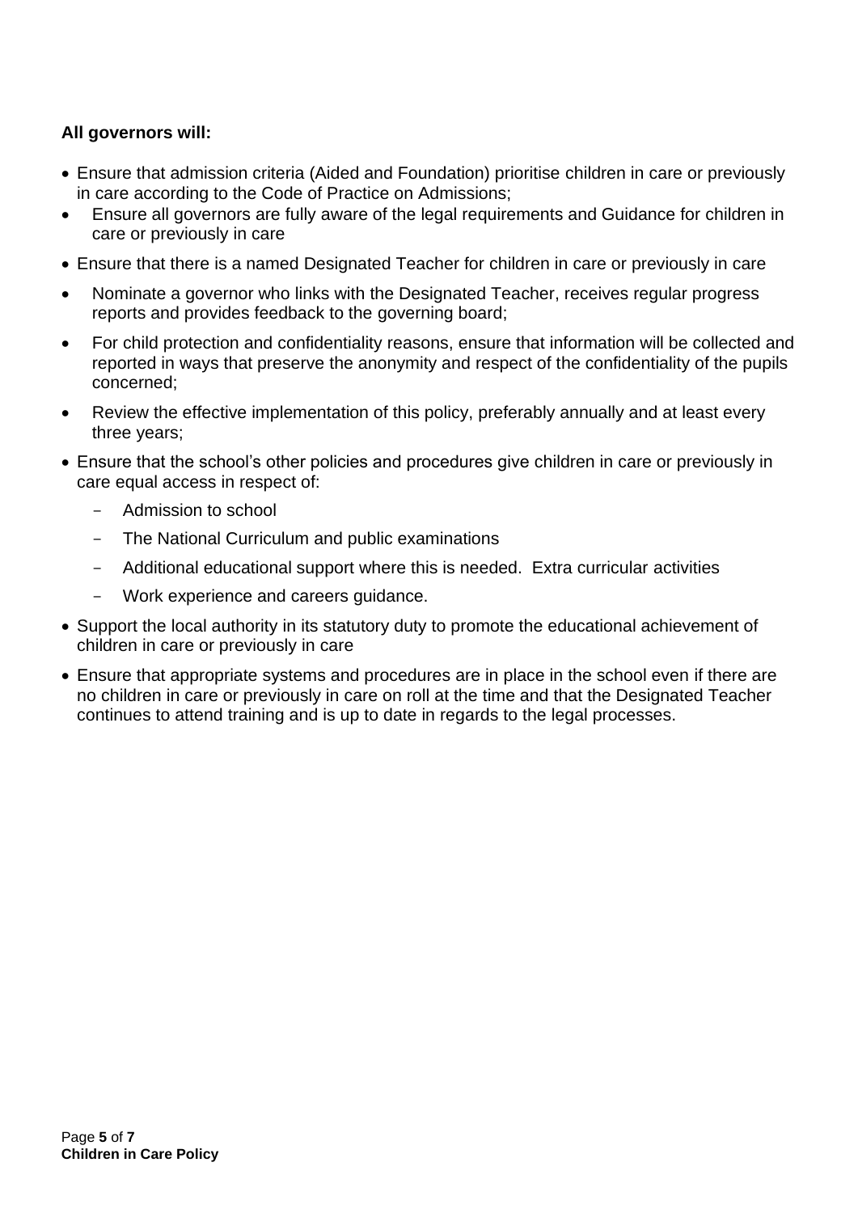**All governors will:**

- Ensure that admission criteria (Aided and Foundation) prioritise children in care or previously in care according to the Code of Practice on Admissions;
- Ensure all governors are fully aware of the legal requirements and Guidance for children in care or previously in care
- Ensure that there is a named Designated Teacher for children in care or previously in care
- Nominate a governor who links with the Designated Teacher, receives regular progress reports and provides feedback to the governing board;
- For child protection and confidentiality reasons, ensure that information will be collected and reported in ways that preserve the anonymity and respect of the confidentiality of the pupils concerned;
- Review the effective implementation of this policy, preferably annually and at least every three years;
- Ensure that the school's other policies and procedures give children in care or previously in care equal access in respect of:
  - Admission to school
  - The National Curriculum and public examinations
  - Additional educational support where this is needed.  Extra curricular activities
  - Work experience and careers guidance.
- Support the local authority in its statutory duty to promote the educational achievement of children in care or previously in care
- Ensure that appropriate systems and procedures are in place in the school even if there are no children in care or previously in care on roll at the time and that the Designated Teacher continues to attend training and is up to date in regards to the legal processes.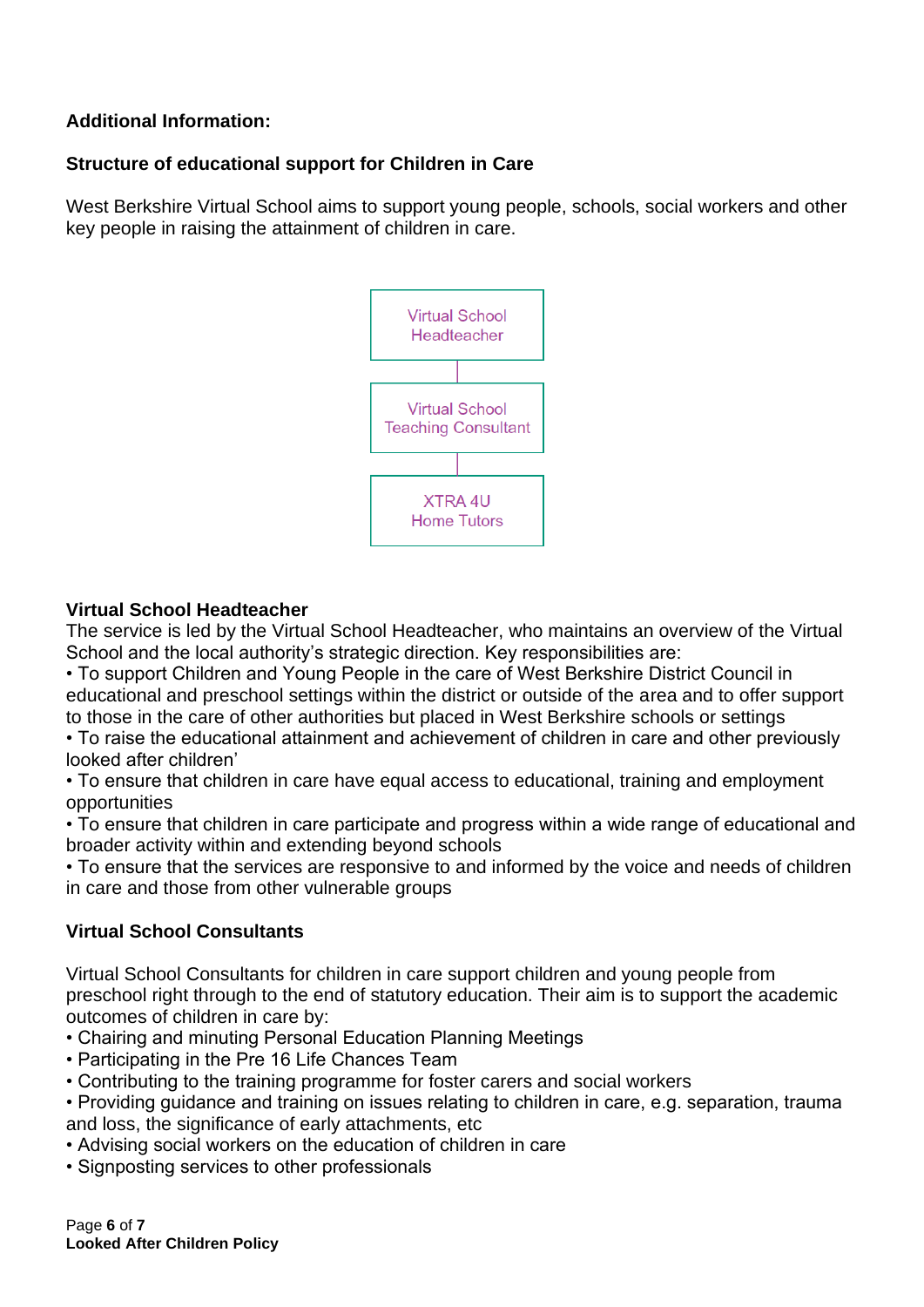**Additional Information:**

**Structure of educational support for Children in Care**

West Berkshire Virtual School aims to support young people, schools, social workers and other key people in raising the attainment of children in care.

Virtual School Headteacher

Virtual School Teaching Consultant

XTRA 4U Home Tutors

**Virtual School Headteacher**

The service is led by the Virtual School Headteacher, who maintains an overview of the Virtual School and the local authority's strategic direction. Key responsibilities are:

- To support Children and Young People in the care of West Berkshire District Council in educational and preschool settings within the district or outside of the area and to offer support to those in the care of other authorities but placed in West Berkshire schools or settings
- To raise the educational attainment and achievement of children in care and other previously looked after children'
- To ensure that children in care have equal access to educational, training and employment opportunities
- To ensure that children in care participate and progress within a wide range of educational and broader activity within and extending beyond schools
- To ensure that the services are responsive to and informed by the voice and needs of children in care and those from other vulnerable groups

**Virtual School Consultants**

Virtual School Consultants for children in care support children and young people from preschool right through to the end of statutory education. Their aim is to support the academic outcomes of children in care by:

- Chairing and minuting Personal Education Planning Meetings
- Participating in the Pre 16 Life Chances Team
- Contributing to the training programme for foster carers and social workers
- Providing guidance and training on issues relating to children in care, e.g. separation, trauma and loss, the significance of early attachments, etc
- Advising social workers on the education of children in care
- Signposting services to other professionals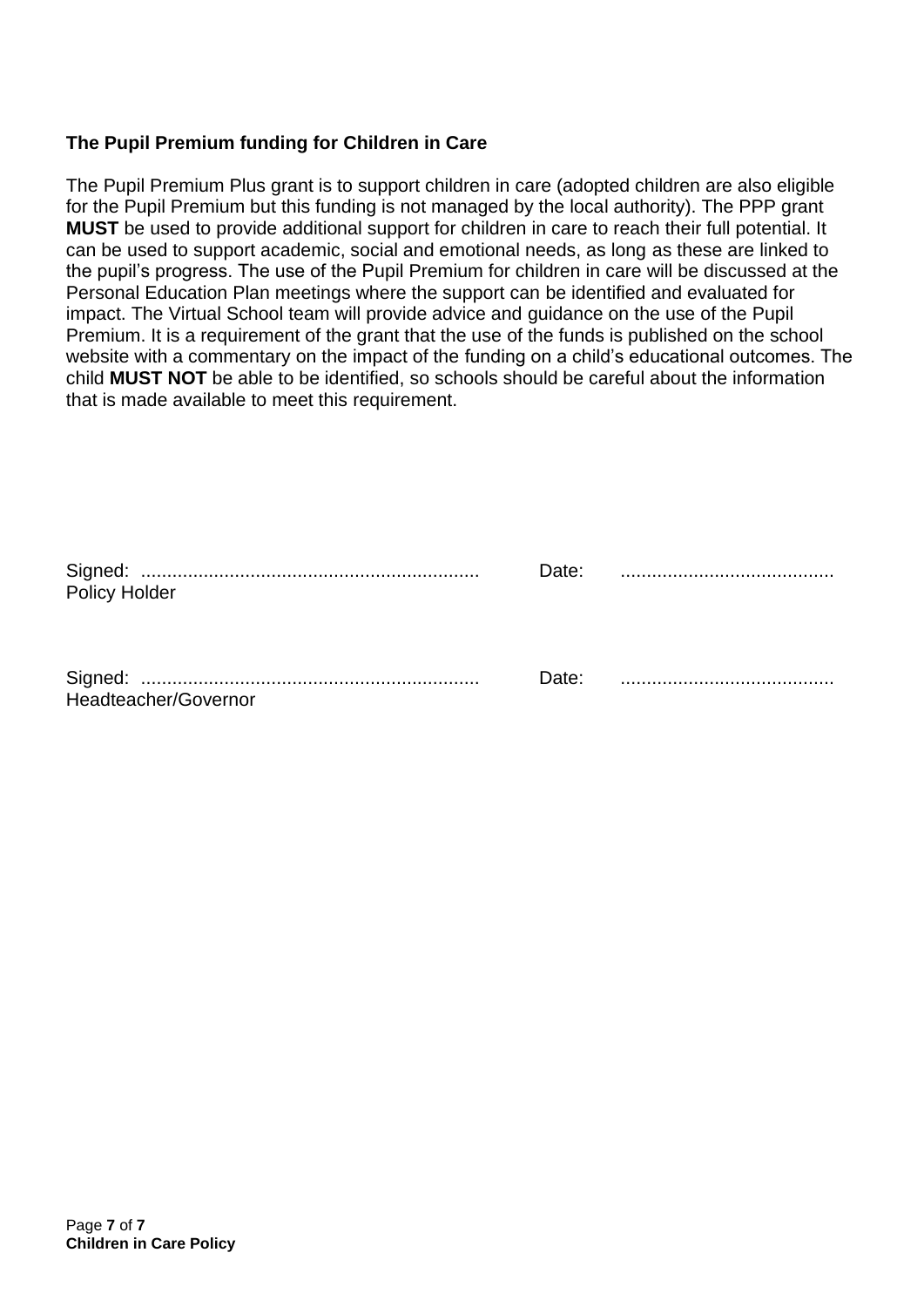**The Pupil Premium funding for Children in Care**

The Pupil Premium Plus grant is to support children in care (adopted children are also eligible for the Pupil Premium but this funding is not managed by the local authority). The PPP grant **MUST** be used to provide additional support for children in care to reach their full potential. It can be used to support academic, social and emotional needs, as long as these are linked to the pupil's progress. The use of the Pupil Premium for children in care will be discussed at the Personal Education Plan meetings where the support can be identified and evaluated for impact. The Virtual School team will provide advice and guidance on the use of the Pupil Premium. It is a requirement of the grant that the use of the funds is published on the school website with a commentary on the impact of the funding on a child's educational outcomes. The child **MUST NOT** be able to be identified, so schools should be careful about the information that is made available to meet this requirement.

Signed: ................................................................ Date: ........................................
Policy Holder

Signed: ................................................................ Date: ........................................
Headteacher/Governor